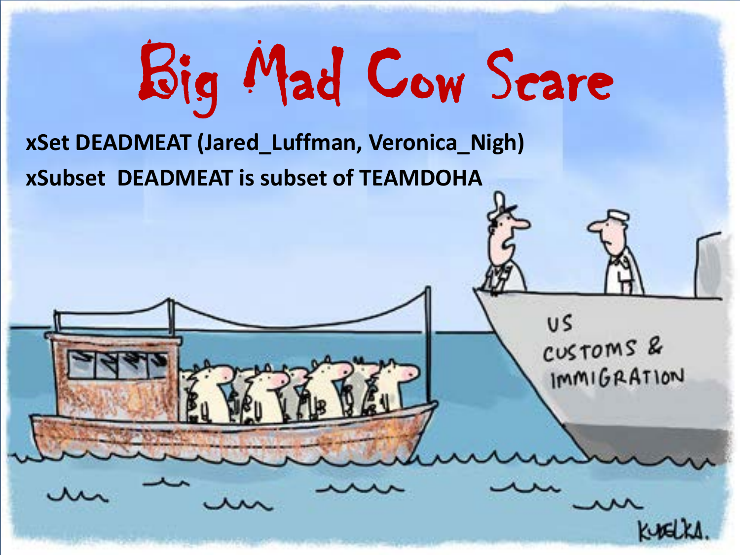# Big Mad Cow Scare

**xSet DEADMEAT (Jared_Luffman, Veronica_Nigh)**

**xSubset DEADMEAT is subset of TEAMDOHA**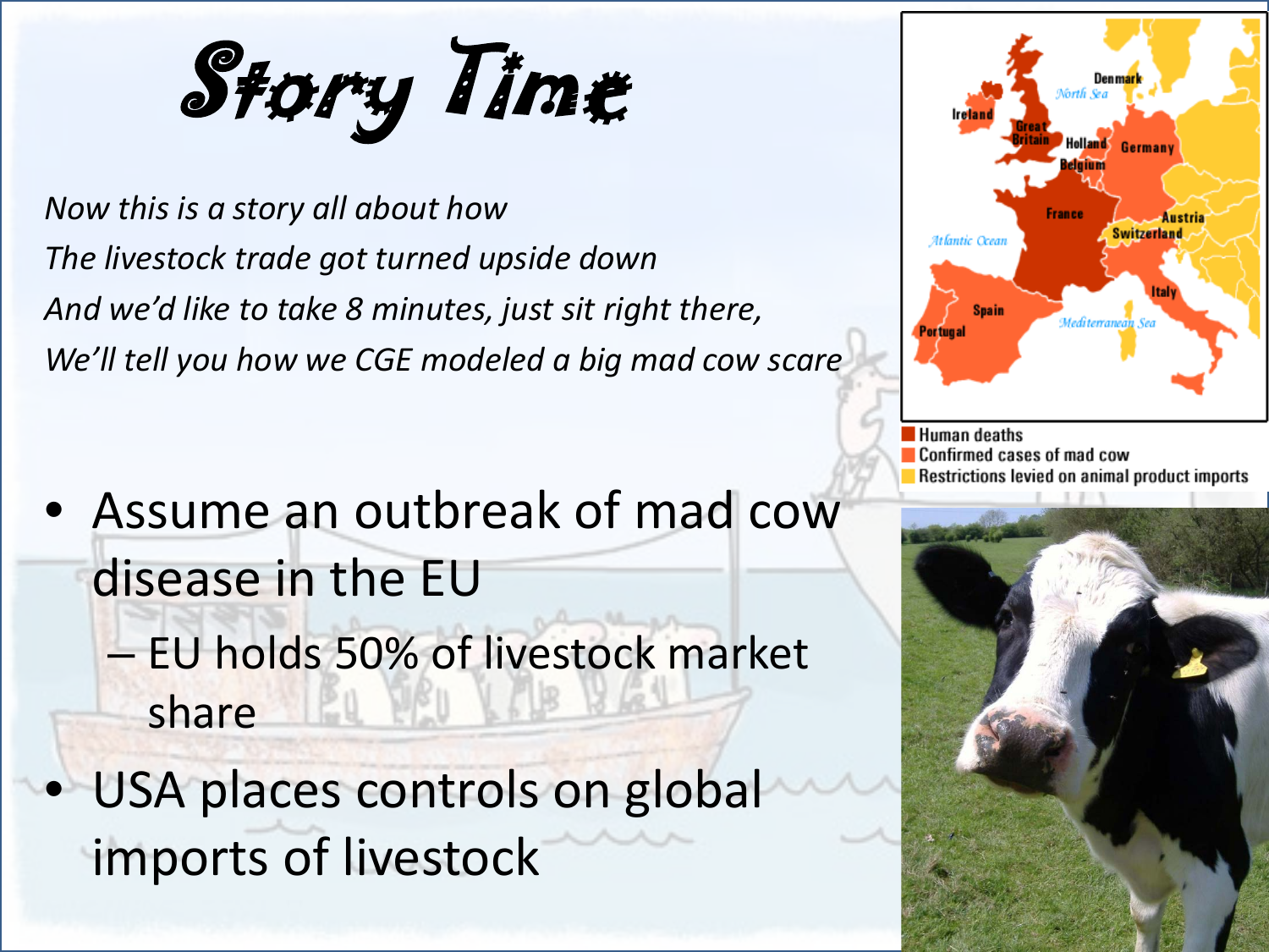# Story Time

*Now this is a story all about how*
*The livestock trade got turned upside down*
*And we'd like to take 8 minutes, just sit right there,*
*We'll tell you how we CGE modeled a big mad cow scare*

- Assume an outbreak of mad cow disease in the EU
  - EU holds 50% of livestock market share
- USA places controls on global imports of livestock

Human deaths
Confirmed cases of mad cow
Restrictions levied on animal product imports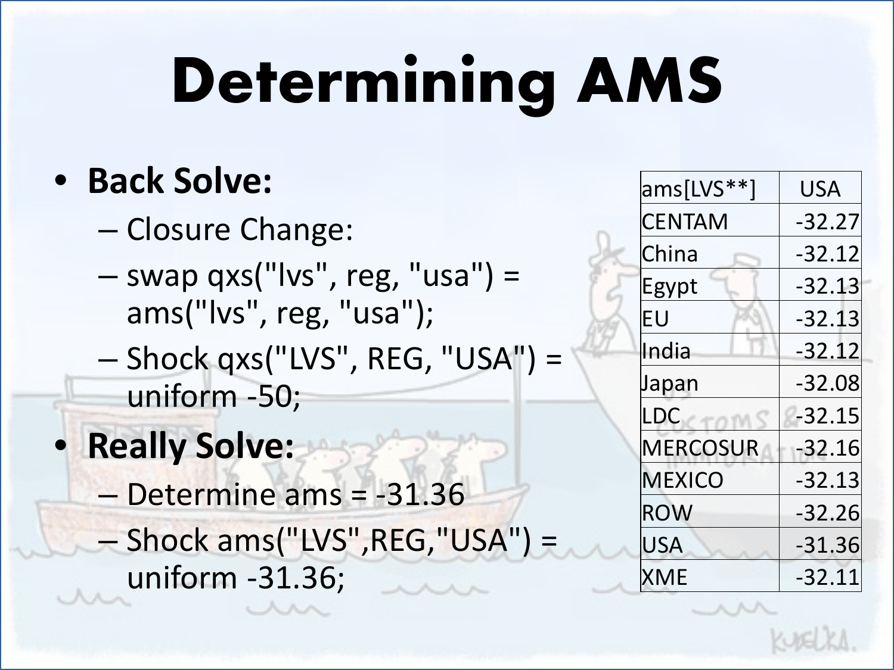# Determining AMS

- **Back Solve:**
  - Closure Change:
  - swap qxs("lvs", reg, "usa") = ams("lvs", reg, "usa");
  - Shock qxs("LVS", REG, "USA") = uniform -50;
- **Really Solve:**
  - Determine ams = -31.36
  - Shock ams("LVS",REG,"USA") = uniform -31.36;

| ams[LVS**] | USA |
|---|---|
| CENTAM | -32.27 |
| China | -32.12 |
| Egypt | -32.13 |
| EU | -32.13 |
| India | -32.12 |
| Japan | -32.08 |
| LDC | -32.15 |
| MERCOSUR | -32.16 |
| MEXICO | -32.13 |
| ROW | -32.26 |
| USA | -31.36 |
| XME | -32.11 |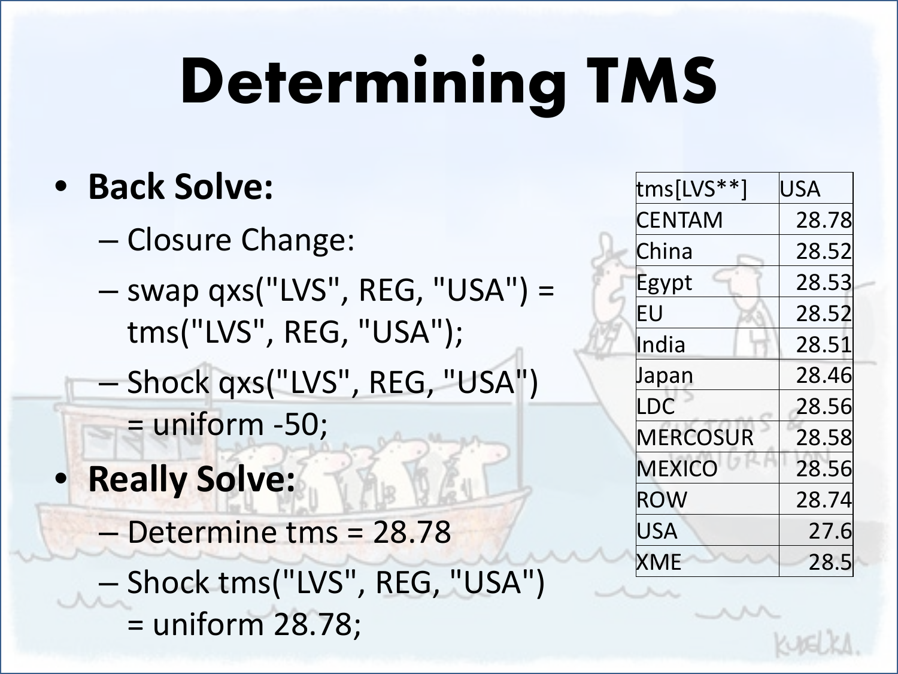# Determining TMS

- **Back Solve:**
  - Closure Change:
  - swap qxs("LVS", REG, "USA") = tms("LVS", REG, "USA");
  - Shock qxs("LVS", REG, "USA") = uniform -50;
- **Really Solve:**
  - Determine tms = 28.78
  - Shock tms("LVS", REG, "USA") = uniform 28.78;

| tms[LVS**] | USA |
|---|---|
| CENTAM | 28.78 |
| China | 28.52 |
| Egypt | 28.53 |
| EU | 28.52 |
| India | 28.51 |
| Japan | 28.46 |
| LDC | 28.56 |
| MERCOSUR | 28.58 |
| MEXICO | 28.56 |
| ROW | 28.74 |
| USA | 27.6 |
| XME | 28.5 |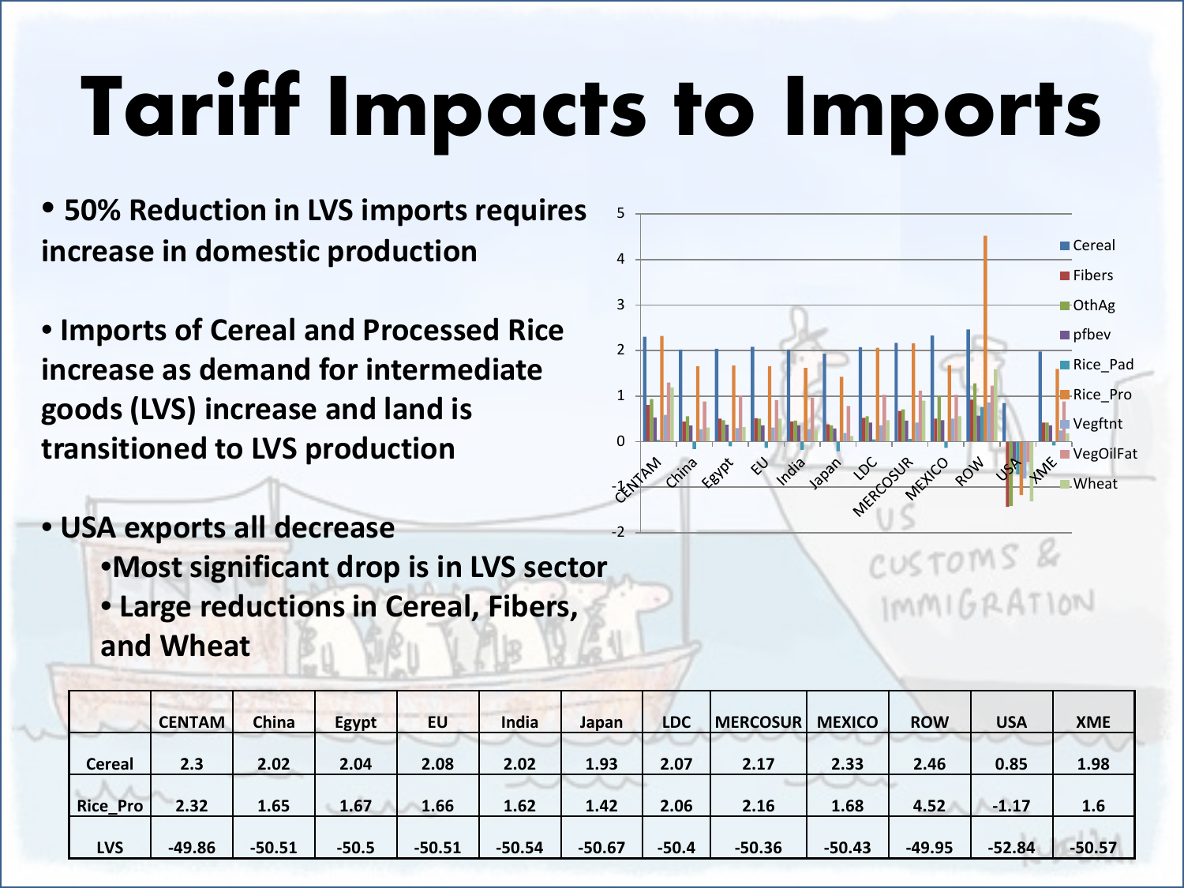# Tariff Impacts to Imports

- **50% Reduction in LVS imports requires increase in domestic production**
- **Imports of Cereal and Processed Rice increase as demand for intermediate goods (LVS) increase and land is transitioned to LVS production**
- **USA exports all decrease**
  - **Most significant drop is in LVS sector**
  - **Large reductions in Cereal, Fibers, and Wheat**

5
4
3
2
1
0
-1
-2

CENTAM China Egypt EU India Japan LDC MERCOSUR MEXICO ROW USA XME

Cereal
Fibers
OthAg
pfbev
Rice_Pad
Rice_Pro
Vegftnt
VegOilFat
Wheat

| | CENTAM | China | Egypt | EU | India | Japan | LDC | MERCOSUR | MEXICO | ROW | USA | XME |
|---|---|---|---|---|---|---|---|---|---|---|---|---|
| Cereal | 2.3 | 2.02 | 2.04 | 2.08 | 2.02 | 1.93 | 2.07 | 2.17 | 2.33 | 2.46 | 0.85 | 1.98 |
| Rice_Pro | 2.32 | 1.65 | 1.67 | 1.66 | 1.62 | 1.42 | 2.06 | 2.16 | 1.68 | 4.52 | -1.17 | 1.6 |
| LVS | -49.86 | -50.51 | -50.5 | -50.51 | -50.54 | -50.67 | -50.4 | -50.36 | -50.43 | -49.95 | -52.84 | -50.57 |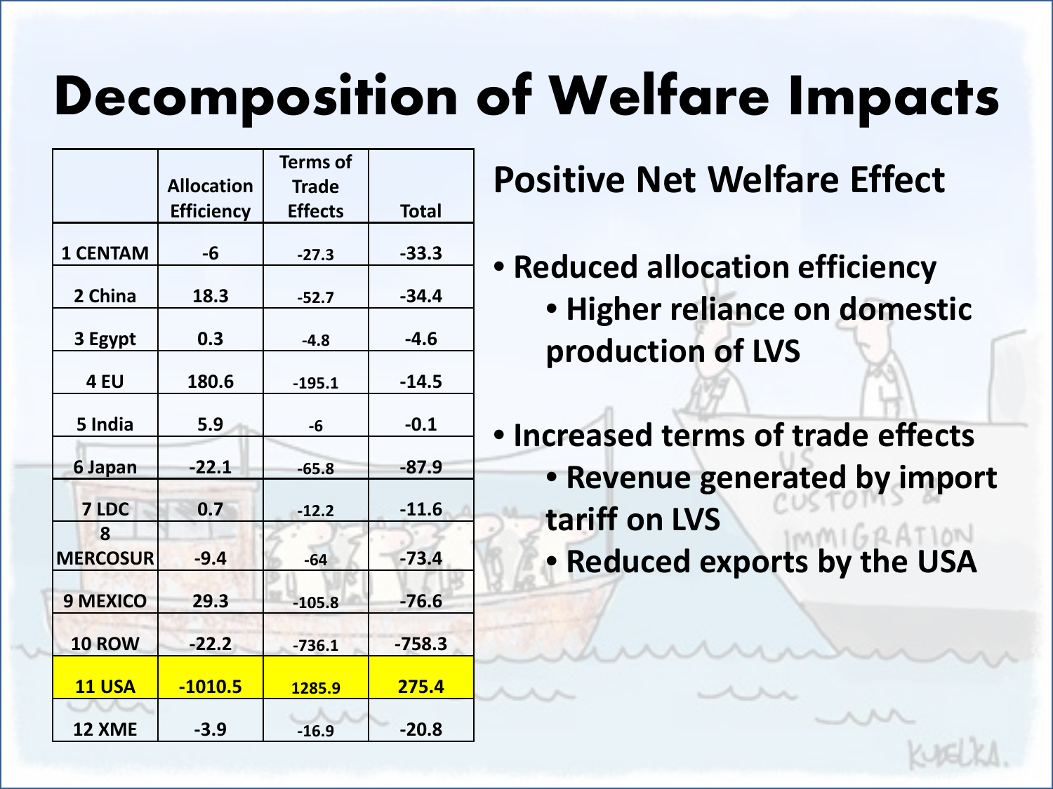# Decomposition of Welfare Impacts

| | Allocation Efficiency | Terms of Trade Effects | Total |
|---|---|---|---|
| 1 CENTAM | -6 | -27.3 | -33.3 |
| 2 China | 18.3 | -52.7 | -34.4 |
| 3 Egypt | 0.3 | -4.8 | -4.6 |
| 4 EU | 180.6 | -195.1 | -14.5 |
| 5 India | 5.9 | -6 | -0.1 |
| 6 Japan | -22.1 | -65.8 | -87.9 |
| 7 LDC | 0.7 | -12.2 | -11.6 |
| 8 MERCOSUR | -9.4 | -64 | -73.4 |
| 9 MEXICO | 29.3 | -105.8 | -76.6 |
| 10 ROW | -22.2 | -736.1 | -758.3 |
| 11 USA | -1010.5 | 1285.9 | 275.4 |
| 12 XME | -3.9 | -16.9 | -20.8 |

## Positive Net Welfare Effect

- Reduced allocation efficiency
  - Higher reliance on domestic production of LVS
- Increased terms of trade effects
  - Revenue generated by import tariff on LVS
  - Reduced exports by the USA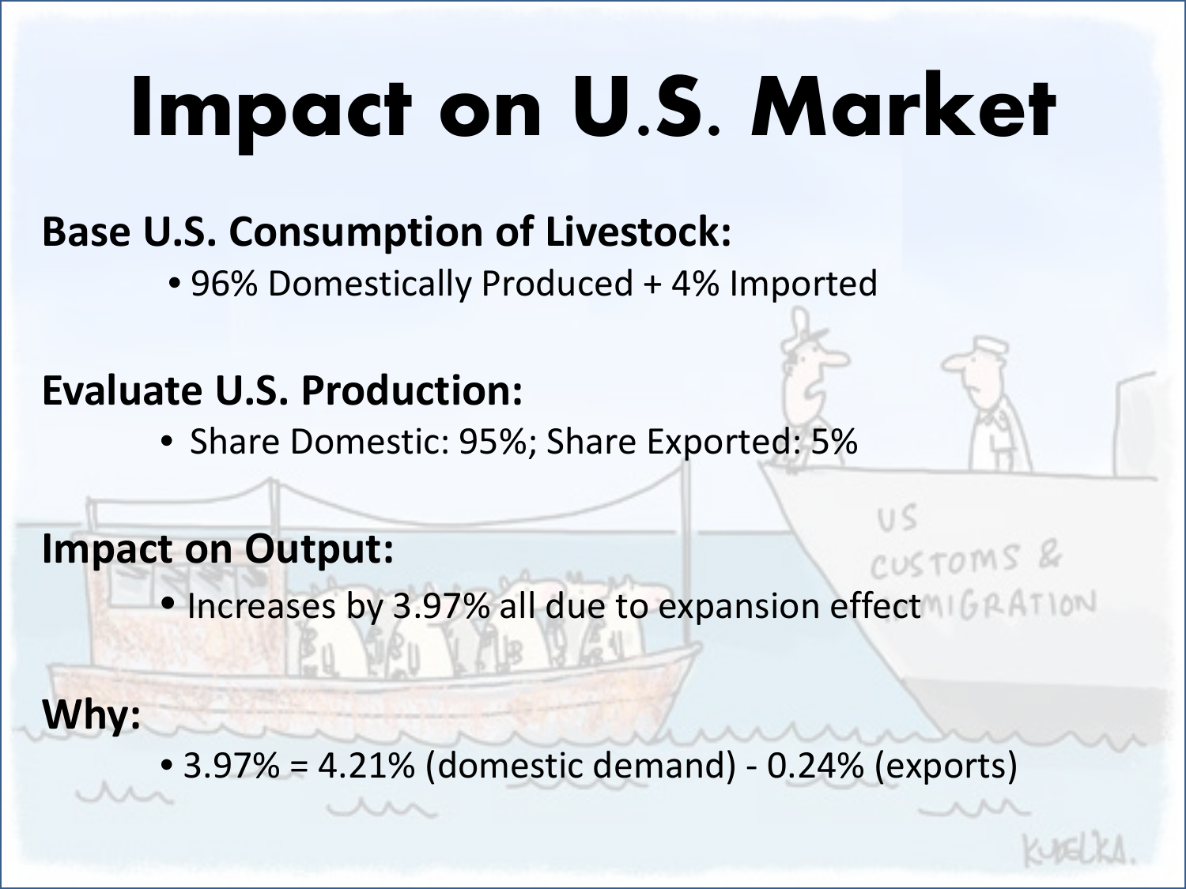# Impact on U.S. Market

**Base U.S. Consumption of Livestock:**

- 96% Domestically Produced + 4% Imported

**Evaluate U.S. Production:**

- Share Domestic: 95%; Share Exported: 5%

**Impact on Output:**

- Increases by 3.97% all due to expansion effect

**Why:**

- 3.97% = 4.21% (domestic demand) - 0.24% (exports)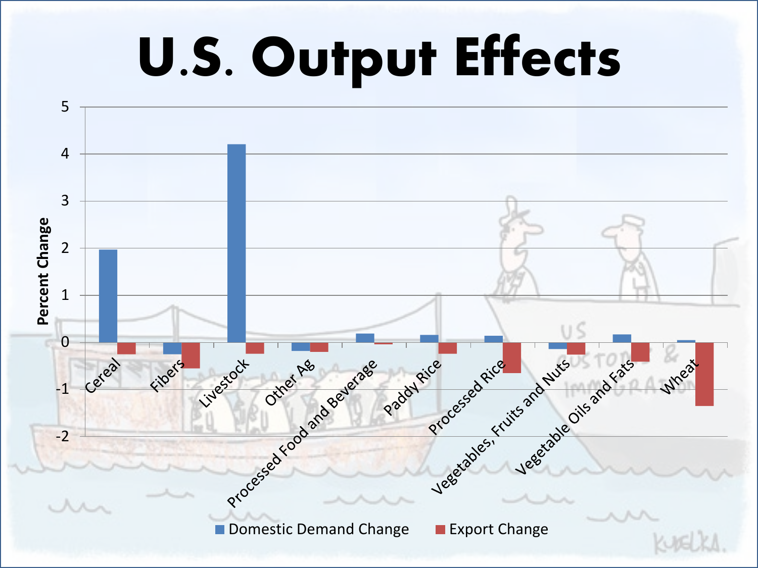# U.S. Output Effects

| Sector | Domestic Demand Change | Export Change |
|---|---|---|
| Cereal | 1.97 | -0.24 |
| Fibers | -0.24 | -0.55 |
| Livestock | 4.2 | -0.24 |
| Other Ag | -0.17 | -0.2 |
| Processed Food and Beverage | 0.19 | -0.04 |
| Paddy Rice | 0.16 | -0.24 |
| Processed Rice | 0.15 | -0.65 |
| Vegetables, Fruits and Nuts | -0.14 | -0.26 |
| Vegetable Oils and Fats | 0.17 | -0.41 |
| Wheat | 0.05 | -1.35 |

Percent Change (y-axis, -2 to 5)

Legend: Domestic Demand Change, Export Change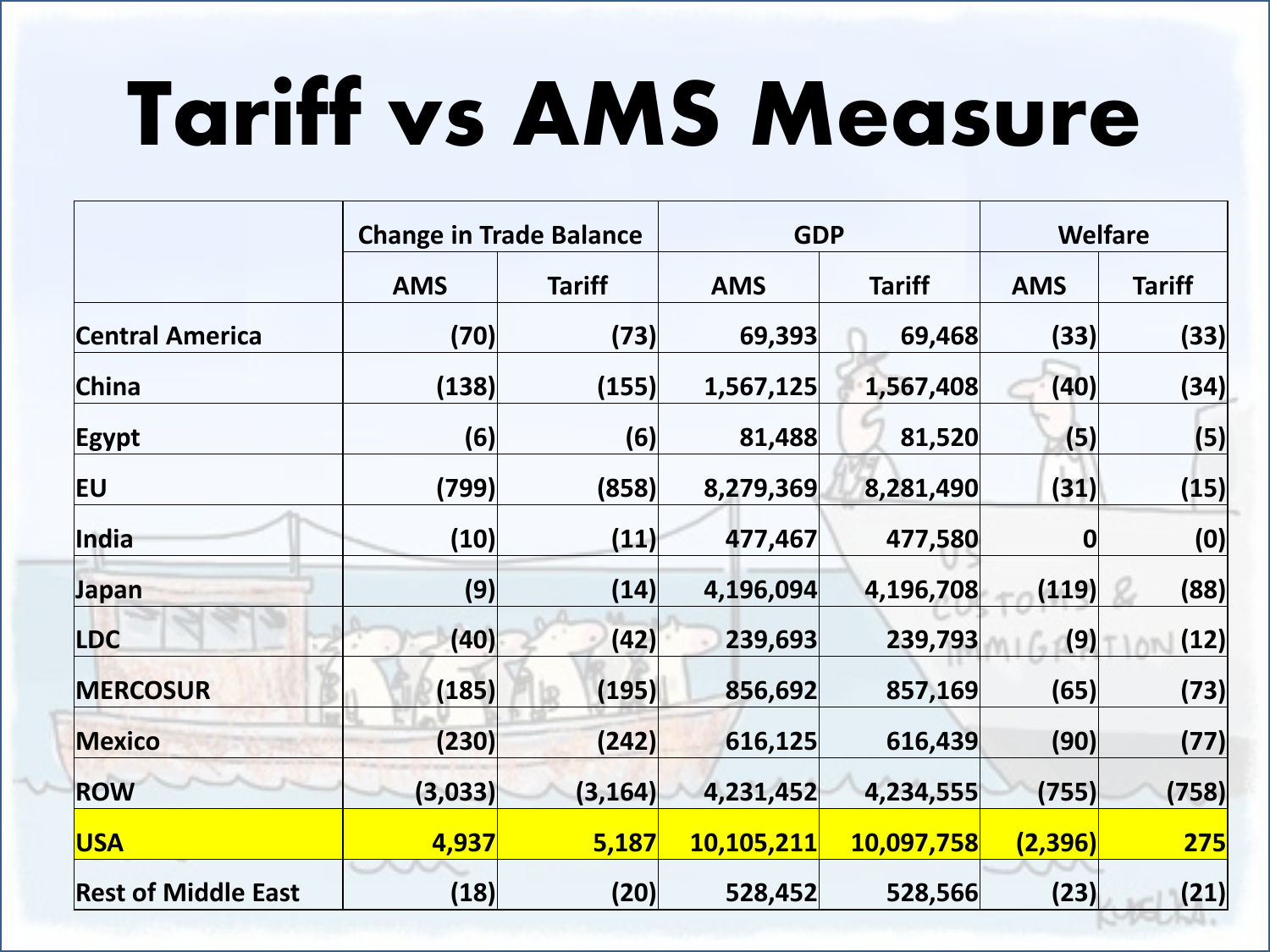# Tariff vs AMS Measure

| | Change in Trade Balance | | GDP | | Welfare | |
|---|---|---|---|---|---|---|
| | AMS | Tariff | AMS | Tariff | AMS | Tariff |
| Central America | (70) | (73) | 69,393 | 69,468 | (33) | (33) |
| China | (138) | (155) | 1,567,125 | 1,567,408 | (40) | (34) |
| Egypt | (6) | (6) | 81,488 | 81,520 | (5) | (5) |
| EU | (799) | (858) | 8,279,369 | 8,281,490 | (31) | (15) |
| India | (10) | (11) | 477,467 | 477,580 | 0 | (0) |
| Japan | (9) | (14) | 4,196,094 | 4,196,708 | (119) | (88) |
| LDC | (40) | (42) | 239,693 | 239,793 | (9) | (12) |
| MERCOSUR | (185) | (195) | 856,692 | 857,169 | (65) | (73) |
| Mexico | (230) | (242) | 616,125 | 616,439 | (90) | (77) |
| ROW | (3,033) | (3,164) | 4,231,452 | 4,234,555 | (755) | (758) |
| **USA** | **4,937** | **5,187** | **10,105,211** | **10,097,758** | **(2,396)** | **275** |
| Rest of Middle East | (18) | (20) | 528,452 | 528,566 | (23) | (21) |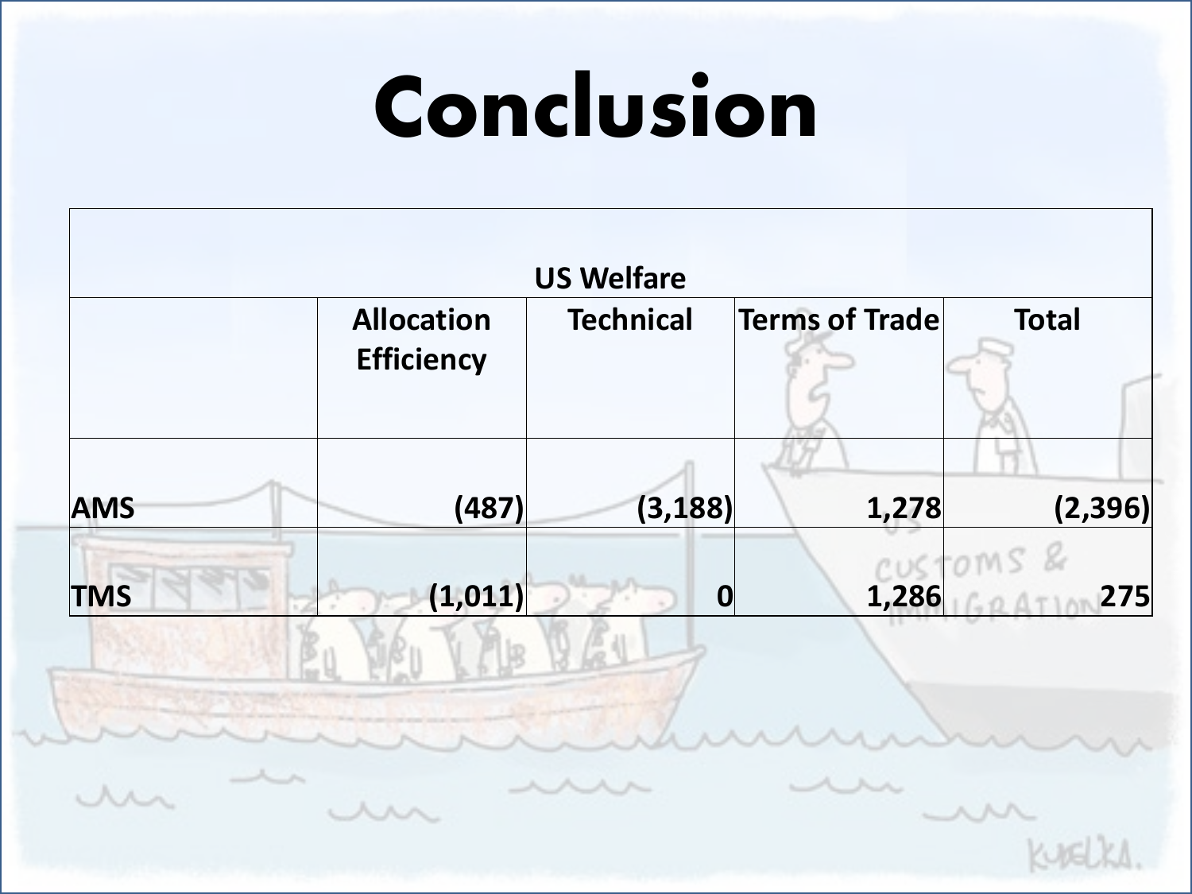# Conclusion

| US Welfare | | | | |
|---|---|---|---|---|
| | **Allocation Efficiency** | **Technical** | **Terms of Trade** | **Total** |
| **AMS** | **(487)** | **(3,188)** | **1,278** | **(2,396)** |
| **TMS** | **(1,011)** | **0** | **1,286** | **275** |